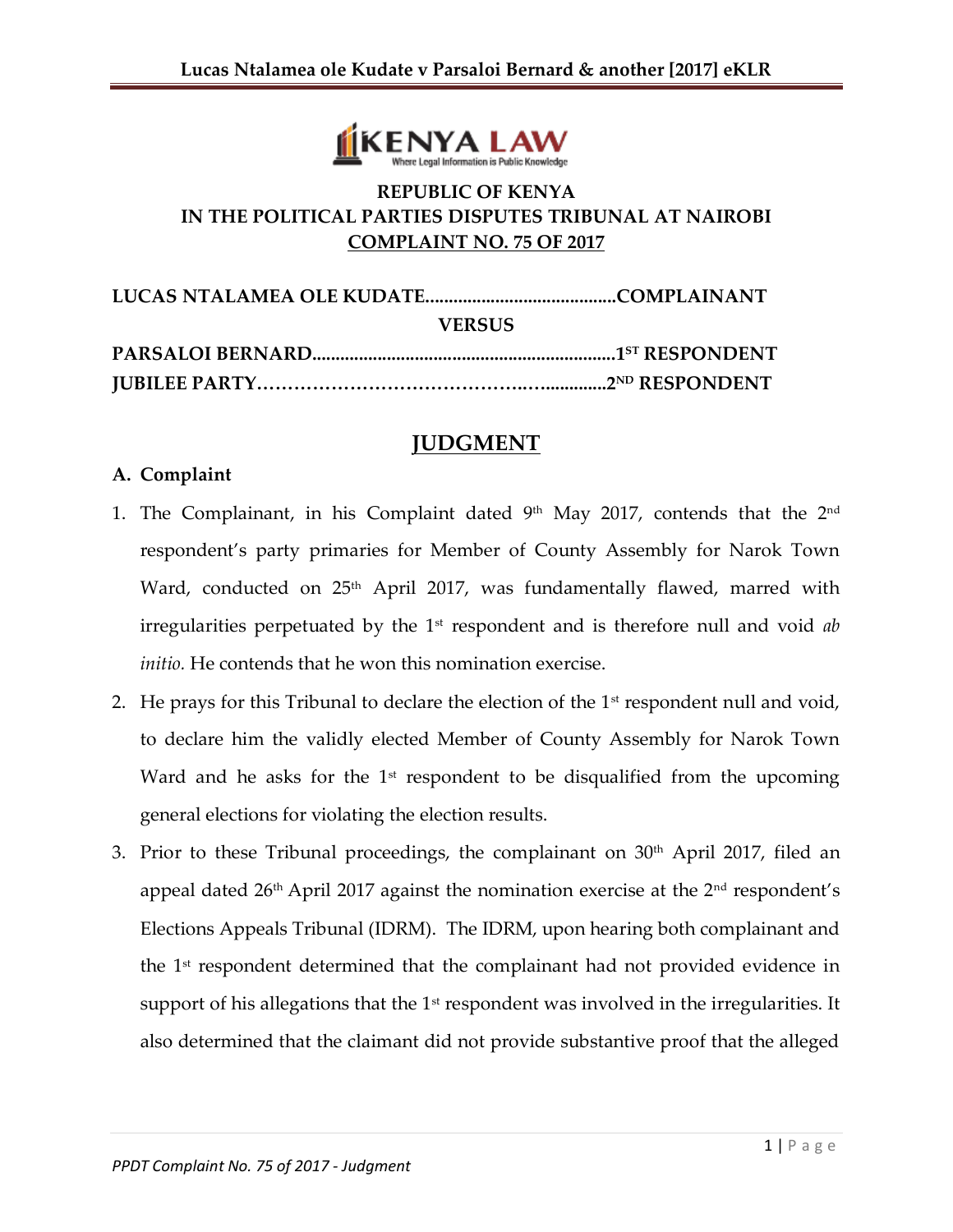REPUBLIC OF KENYA

IN THE POLITICAL PARTIES DISPUTES TRIBUNAL AT NAIROBI

COMPLAINT NO. 75 OF 2017

**LUCAS NTALAMEA OLE KUDATE.........................................COMPLAINANT**

**VERSUS**

**PARSALOI BERNARD.................................................................1ST RESPONDENT**

**JUBILEE PARTY……………………………………..…..............2ND RESPONDENT**

# JUDGMENT

## A. Complaint

1. The Complainant, in his Complaint dated 9th May 2017, contends that the 2nd respondent's party primaries for Member of County Assembly for Narok Town Ward, conducted on 25th April 2017, was fundamentally flawed, marred with irregularities perpetuated by the 1st respondent and is therefore null and void *ab initio.* He contends that he won this nomination exercise.
2. He prays for this Tribunal to declare the election of the 1st respondent null and void, to declare him the validly elected Member of County Assembly for Narok Town Ward and he asks for the 1st respondent to be disqualified from the upcoming general elections for violating the election results.
3. Prior to these Tribunal proceedings, the complainant on 30th April 2017, filed an appeal dated 26th April 2017 against the nomination exercise at the 2nd respondent's Elections Appeals Tribunal (IDRM). The IDRM, upon hearing both complainant and the 1st respondent determined that the complainant had not provided evidence in support of his allegations that the 1st respondent was involved in the irregularities. It also determined that the claimant did not provide substantive proof that the alleged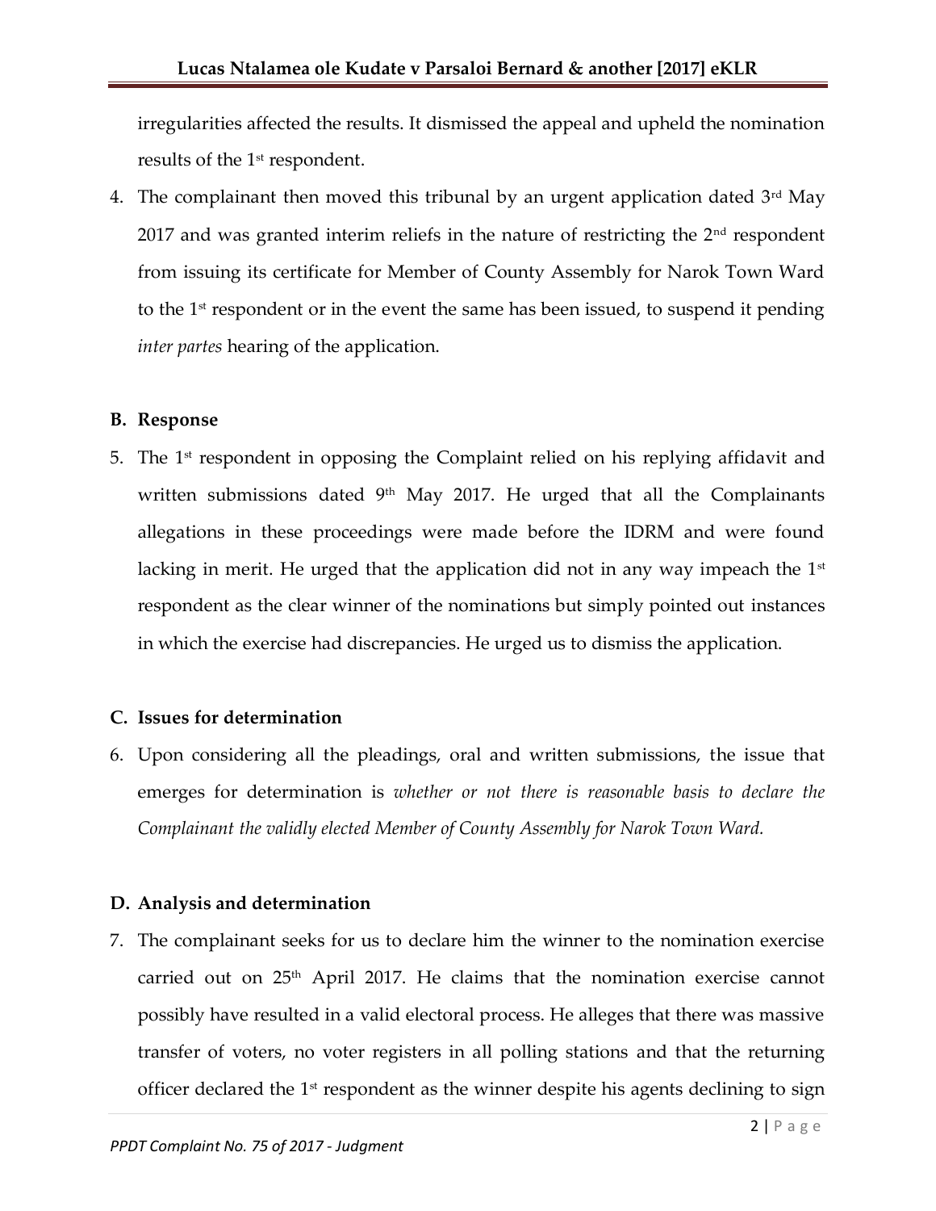irregularities affected the results. It dismissed the appeal and upheld the nomination results of the 1st respondent.

4. The complainant then moved this tribunal by an urgent application dated 3rd May 2017 and was granted interim reliefs in the nature of restricting the 2nd respondent from issuing its certificate for Member of County Assembly for Narok Town Ward to the 1st respondent or in the event the same has been issued, to suspend it pending *inter partes* hearing of the application.

## B. Response

5. The 1st respondent in opposing the Complaint relied on his replying affidavit and written submissions dated 9th May 2017. He urged that all the Complainants allegations in these proceedings were made before the IDRM and were found lacking in merit. He urged that the application did not in any way impeach the 1st respondent as the clear winner of the nominations but simply pointed out instances in which the exercise had discrepancies. He urged us to dismiss the application.

## C. Issues for determination

6. Upon considering all the pleadings, oral and written submissions, the issue that emerges for determination is *whether or not there is reasonable basis to declare the Complainant the validly elected Member of County Assembly for Narok Town Ward.*

## D. Analysis and determination

7. The complainant seeks for us to declare him the winner to the nomination exercise carried out on 25th April 2017. He claims that the nomination exercise cannot possibly have resulted in a valid electoral process. He alleges that there was massive transfer of voters, no voter registers in all polling stations and that the returning officer declared the 1st respondent as the winner despite his agents declining to sign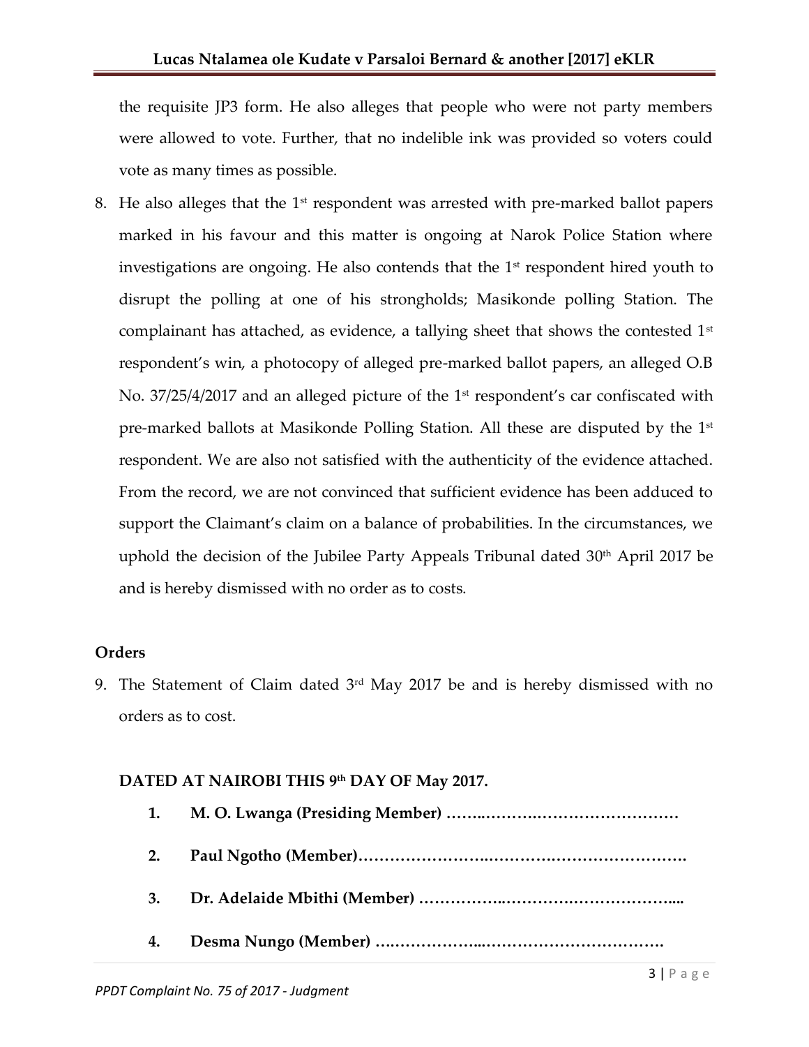the requisite JP3 form. He also alleges that people who were not party members were allowed to vote. Further, that no indelible ink was provided so voters could vote as many times as possible.

8. He also alleges that the 1[st] respondent was arrested with pre-marked ballot papers marked in his favour and this matter is ongoing at Narok Police Station where investigations are ongoing. He also contends that the 1[st] respondent hired youth to disrupt the polling at one of his strongholds; Masikonde polling Station. The complainant has attached, as evidence, a tallying sheet that shows the contested 1[st] respondent's win, a photocopy of alleged pre-marked ballot papers, an alleged O.B No. 37/25/4/2017 and an alleged picture of the 1[st] respondent's car confiscated with pre-marked ballots at Masikonde Polling Station. All these are disputed by the 1[st] respondent. We are also not satisfied with the authenticity of the evidence attached. From the record, we are not convinced that sufficient evidence has been adduced to support the Claimant's claim on a balance of probabilities. In the circumstances, we uphold the decision of the Jubilee Party Appeals Tribunal dated 30[th] April 2017 be and is hereby dismissed with no order as to costs.

## Orders

9. The Statement of Claim dated 3[rd] May 2017 be and is hereby dismissed with no orders as to cost.

**DATED AT NAIROBI THIS 9[th] DAY OF May 2017.**

1. **M. O. Lwanga (Presiding Member) ……..……………………………….**
2. **Paul Ngotho (Member)……………………..…………….…………………….**
3. **Dr. Adelaide Mbithi (Member) ……………..……………………………....**
4. **Desma Nungo (Member) ….……………..…………………………….**